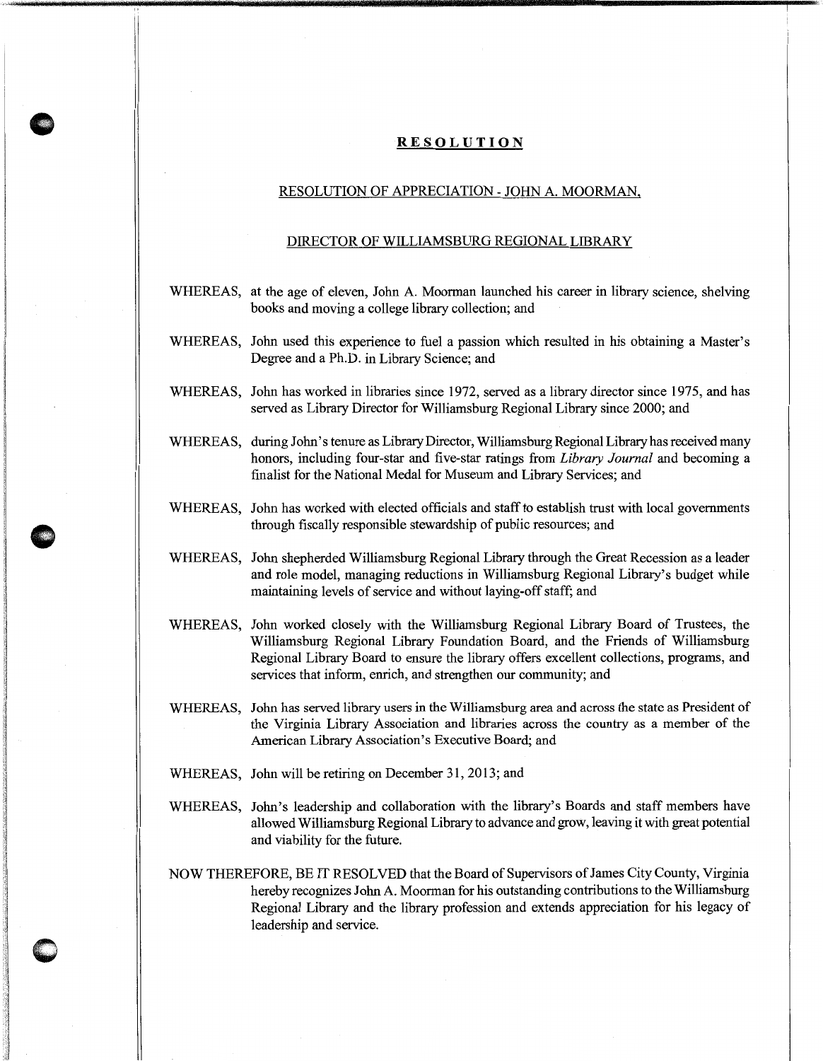# RESOLUTION

## RESOLUTION OF APPRECIATION - JOHN A. MOORMAN,

## DIRECTOR OF WILLIAMSBURG REGIONAL LIBRARY

WHEREAS, at the age of eleven, John A. Moorman launched his career in library science, shelving books and moving a college library collection; and

WHEREAS, John used this experience to fuel a passion which resulted in his obtaining a Master's Degree and a Ph.D. in Library Science; and

WHEREAS, John has worked in libraries since 1972, served as a library director since 1975, and has served as Library Director for Williamsburg Regional Library since 2000; and

WHEREAS, during John's tenure as Library Director, Williamsburg Regional Library has received many honors, including four-star and five-star ratings from *Library Journal* and becoming a finalist for the National Medal for Museum and Library Services; and

WHEREAS, John has worked with elected officials and staff to establish trust with local governments through fiscally responsible stewardship of public resources; and

WHEREAS, John shepherded Williamsburg Regional Library through the Great Recession as a leader and role model, managing reductions in Williamsburg Regional Library's budget while maintaining levels of service and without laying-off staff; and

WHEREAS, John worked closely with the Williamsburg Regional Library Board of Trustees, the Williamsburg Regional Library Foundation Board, and the Friends of Williamsburg Regional Library Board to ensure the library offers excellent collections, programs, and services that inform, enrich, and strengthen our community; and

WHEREAS, John has served library users in the Williamsburg area and across the state as President of the Virginia Library Association and libraries across the country as a member of the American Library Association's Executive Board; and

WHEREAS, John will be retiring on December 31, 2013; and

WHEREAS, John's leadership and collaboration with the library's Boards and staff members have allowed Williamsburg Regional Library to advance and grow, leaving it with great potential and viability for the future.

NOW THEREFORE, BE IT RESOLVED that the Board of Supervisors of James City County, Virginia hereby recognizes John A. Moorman for his outstanding contributions to the Williamsburg Regional Library and the library profession and extends appreciation for his legacy of leadership and service.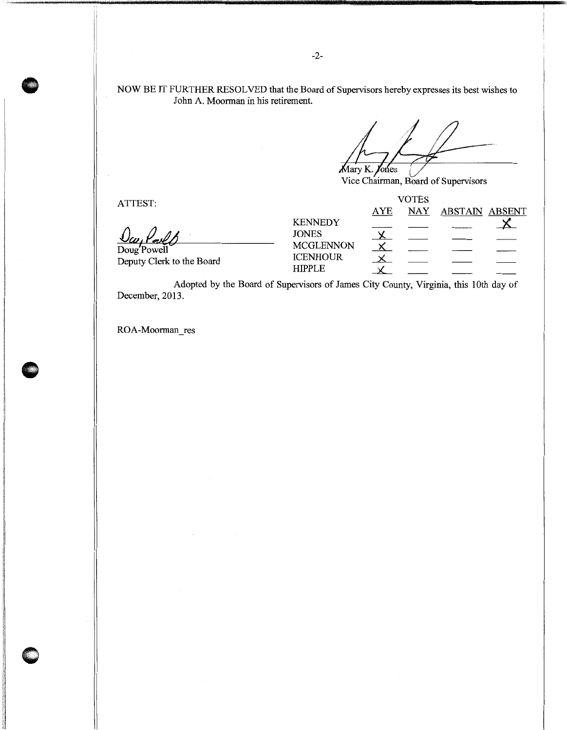NOW BE IT FURTHER RESOLVED that the Board of Supervisors hereby expresses its best wishes to John A. Moorman in his retirement.

Mary K. Jones
Vice Chairman, Board of Supervisors

ATTEST:

Doug Powell
Deputy Clerk to the Board

| | VOTES | | | |
|---|---|---|---|---|
| | AYE | NAY | ABSTAIN | ABSENT |
| KENNEDY | | | | X |
| JONES | X | | | |
| MCGLENNON | X | | | |
| ICENHOUR | X | | | |
| HIPPLE | X | | | |

Adopted by the Board of Supervisors of James City County, Virginia, this 10th day of December, 2013.

ROA-Moorman_res